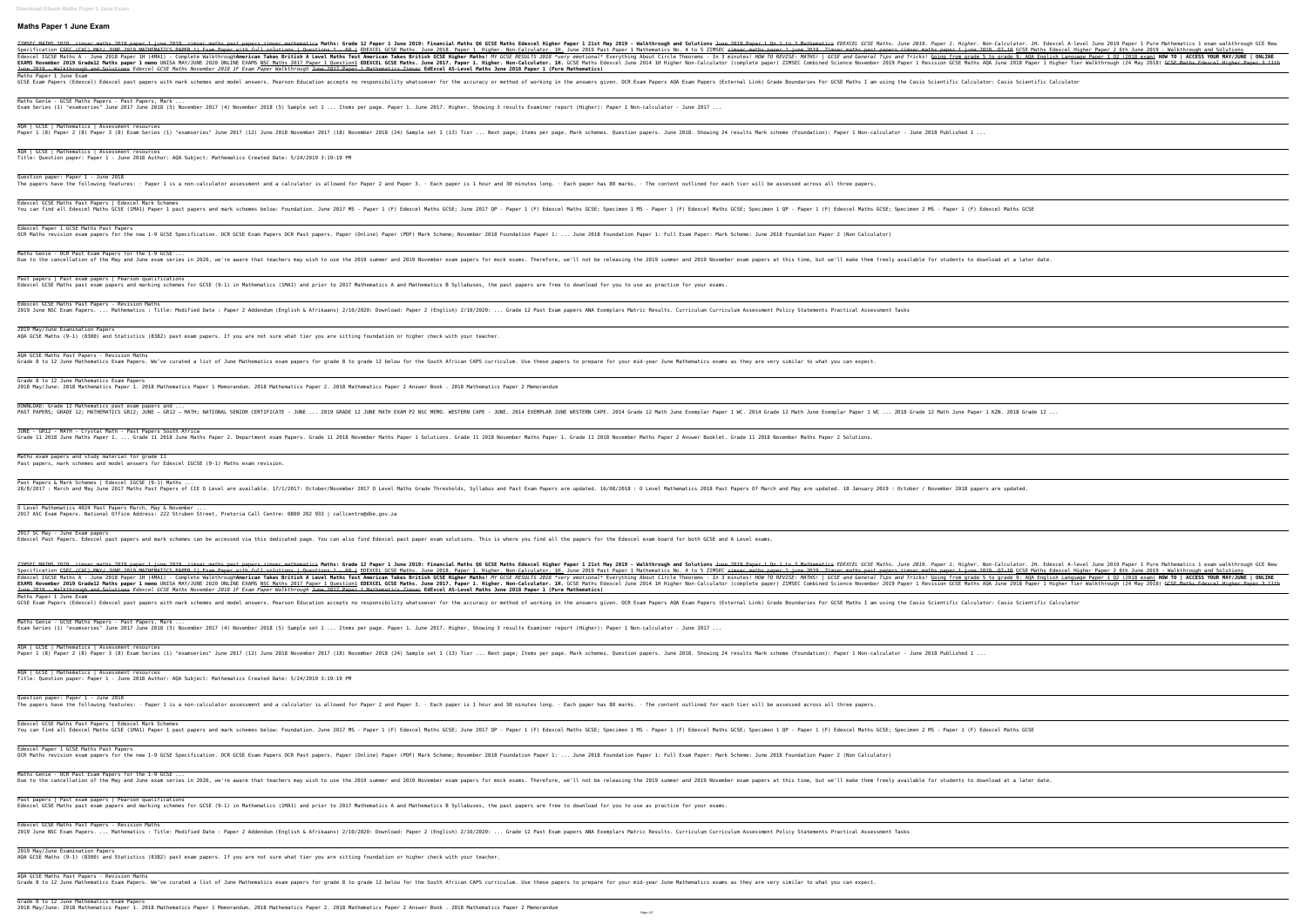# Maths Paper 1 June Exam

ZIMSEC MATHS 2020, zimsec maths 2019 paper 1 june 2019, zimsec maths past papers zimsec mathematics **Maths: Grade 12 Paper 1 June 2019: Financial Maths Q6 GCSE Maths Edexcel Higher Paper 1 21st May 2019 - Walkthrough and Solutions** June 2019 Paper 1 Qs 1 to 3 Mathematics *EDEXCEL GCSE Maths. June 2019. Paper 1. Higher. Non-Calculator. 1H.* Edexcel A-level June 2019 Paper 1 Pure Mathematics 1 exam walkthrough GCE New Specification CSEC (CXC) MAY/ JUNE 2018 MATHEMATICS PAPER 1| Exam Paper with full solutions | Questions 1 - 60 | EDEXCEL GCSE Maths. June 2018. Paper 1. Higher. Non-Calculator. 1H. June 2019 Past Paper 1 Mathematics No. 4 to 5 ZIMSEC zimsec maths paper 1 june 2019, Zimsec maths past papers zimsec maths paper 1 june 2019, Q7-10 GCSE Maths Edexcel Higher Paper 2 6th June 2019 - Walkthrough and Solutions Edexcel IGCSE Maths A - June 2018 Paper 1H (4MA1) - Complete Walkthrough**American Takes British A Level Maths Test American Takes British GCSE Higher Maths!** *MY GCSE RESULTS 2018 \*very emotional\** Everything About Circle Theorems - In 3 minutes! *HOW TO REVISE: MATHS! | GCSE and General Tips and Tricks!* Going from grade 5 to grade 9: AQA English Language Paper 1 Q2 (2018 exam) **HOW TO | ACCESS YOUR MAY/JUNE | ONLINE EXAMS November 2019 Grade12 Maths paper 1 memo** UNISA MAY/JUNE 2020 ONLINE EXAMS NSC Maths 2017 Paper 1 Question1 **EDEXCEL GCSE Maths. June 2017. Paper 1. Higher. Non-Calculator. 1H.** GCSE Maths Edexcel June 2014 1H Higher Non-Calculator (complete paper) ZIMSEC Combined Science November 2019 Paper 1 Revision GCSE Maths AQA June 2018 Paper 1 Higher Tier Walkthrough (24 May 2018) GCSE Maths Edexcel Higher Paper 3 11th June 2019 - Walkthrough and Solutions *Edexcel GCSE Maths November 2018 1F Exam Paper Walkthrough* June 2017 Paper 1 Mathematics Zimsec **EdExcel AS-Level Maths June 2018 Paper 1 (Pure Mathematics)**

Maths Paper 1 June Exam
GCSE Exam Papers (Edexcel) Edexcel past papers with mark schemes and model answers. Pearson Education accepts no responsibility whatsoever for the accuracy or method of working in the answers given. OCR Exam Papers AQA Exam Papers (External Link) Grade Boundaries For GCSE Maths I am using the Casio Scientific Calculator: Casio Scientific Calculator

Maths Genie - GCSE Maths Papers - Past Papers, Mark ...
Exam Series (1) "examseries" June 2017 June 2018 (5) November 2017 (4) November 2018 (5) Sample set 1 ... Items per page. Paper 1. June 2017. Higher. Showing 3 results Examiner report (Higher): Paper 1 Non-calculator - June 2017 ...

AQA | GCSE | Mathematics | Assessment resources
Paper 1 (8) Paper 2 (8) Paper 3 (8) Exam Series (1) "examseries" June 2017 (12) June 2018 November 2017 (18) November 2018 (24) Sample set 1 (13) Tier ... Next page; Items per page. Mark schemes. Question papers. June 2018. Showing 24 results Mark scheme (Foundation): Paper 1 Non-calculator - June 2018 Published 1 ...

AQA | GCSE | Mathematics | Assessment resources
Title: Question paper: Paper 1 - June 2018 Author: AQA Subject: Mathematics Created Date: 5/24/2019 3:19:19 PM

Question paper: Paper 1 - June 2018
The papers have the following features: · Paper 1 is a non-calculator assessment and a calculator is allowed for Paper 2 and Paper 3. · Each paper is 1 hour and 30 minutes long. · Each paper has 80 marks. · The content outlined for each tier will be assessed across all three papers.

Edexcel GCSE Maths Past Papers | Edexcel Mark Schemes
You can find all Edexcel Maths GCSE (1MA1) Paper 1 past papers and mark schemes below: Foundation. June 2017 MS - Paper 1 (F) Edexcel Maths GCSE; June 2017 QP - Paper 1 (F) Edexcel Maths GCSE; Specimen 1 MS - Paper 1 (F) Edexcel Maths GCSE; Specimen 1 QP - Paper 1 (F) Edexcel Maths GCSE; Specimen 2 MS - Paper 1 (F) Edexcel Maths GCSE

Edexcel Paper 1 GCSE Maths Past Papers
OCR Maths revision exam papers for the new 1-9 GCSE Specification. OCR GCSE Exam Papers OCR Past papers. Paper (Online) Paper (PDF) Mark Scheme; November 2018 Foundation Paper 1: ... June 2018 Foundation Paper 1: Full Exam Paper: Mark Scheme: June 2018 Foundation Paper 2 (Non Calculator)

Maths Genie - OCR Past Exam Papers for the 1-9 GCSE ...
Due to the cancellation of the May and June exam series in 2020, we're aware that teachers may wish to use the 2019 summer and 2019 November exam papers for mock exams. Therefore, we'll not be releasing the 2019 summer and 2019 November exam papers at this time, but we'll make them freely available for students to download at a later date.

Past papers | Past exam papers | Pearson qualifications
Edexcel GCSE Maths past exam papers and marking schemes for GCSE (9-1) in Mathematics (1MA1) and prior to 2017 Mathematics A and Mathematics B Syllabuses, the past papers are free to download for you to use as practice for your exams.

Edexcel GCSE Maths Past Papers - Revision Maths
2019 June NSC Exam Papers. ... Mathematics : Title: Modified Date : Paper 2 Addendum (English & Afrikaans) 2/10/2020: Download: Paper 2 (English) 2/10/2020: ... Grade 12 Past Exam papers ANA Exemplars Matric Results. Curriculum Curriculum Assessment Policy Statements Practical Assessment Tasks

2019 May/June Examination Papers
AQA GCSE Maths (9-1) (8300) and Statistics (8382) past exam papers. If you are not sure what tier you are sitting foundation or higher check with your teacher.

AQA GCSE Maths Past Papers - Revision Maths
Grade 8 to 12 June Mathematics Exam Papers. We've curated a list of June Mathematics exam papers for grade 8 to grade 12 below for the South African CAPS curriculum. Use these papers to prepare for your mid-year June Mathematics exams as they are very similar to what you can expect.

Grade 8 to 12 June Mathematics Exam Papers
2018 May/June: 2018 Mathematics Paper 1. 2018 Mathematics Paper 1 Memorandum. 2018 Mathematics Paper 2. 2018 Mathematics Paper 2 Answer Book . 2018 Mathematics Paper 2 Memorandum

DOWNLOAD: Grade 12 Mathematics past exam papers and ...
PAST PAPERS; GRADE 12; MATHEMATICS GR12; JUNE – GR12 – MATH; NATIONAL SENIOR CERTIFICATE - JUNE ... 2019 GRADE 12 JUNE MATH EXAM P2 NSC MEMO. WESTERN CAPE - JUNE. 2014 EXEMPLAR JUNE WESTERN CAPE. 2014 Grade 12 Math June Exemplar Paper 1 WC. 2014 Grade 12 Math June Exemplar Paper 1 WC ... 2018 Grade 12 Math June Paper 1 KZN. 2018 Grade 12 ...

JUNE - GR12 - MATH - Crystal Math - Past Papers South Africa
Grade 11 2018 June Maths Paper 1. ... Grade 11 2018 June Maths Paper 2. Department exam Papers. Grade 11 2018 November Maths Paper 1 Solutions. Grade 11 2018 November Maths Paper 1. Grade 11 2018 November Maths Paper 2 Answer Booklet. Grade 11 2018 November Maths Paper 2 Solutions.

Maths exam papers and study material for grade 11
Past papers, mark schemes and model answers for Edexcel IGCSE (9-1) Maths exam revision.

Past Papers & Mark Schemes | Edexcel IGCSE (9-1) Maths ...
28/8/2017 : March and May June 2017 Maths Past Papers of CIE O Level are available. 17/1/2017: October/November 2017 O Level Maths Grade Thresholds, Syllabus and Past Exam Papers are updated. 16/08/2018 : O Level Mathematics 2018 Past Papers Of March and May are updated. 18 January 2019 : October / November 2018 papers are updated.

O Level Mathematics 4024 Past Papers March, May & November ...
2017 ASC Exam Papers. National Office Address: 222 Struben Street, Pretoria Call Centre: 0800 202 933 | callcentre@dbe.gov.za

2017 SC May - June Exam papers
Edexcel Past Papers. Edexcel past papers and mark schemes can be accessed via this dedicated page. You can also find Edexcel past paper exam solutions. This is where you find all the papers for the Edexcel exam board for both GCSE and A Level exams.

ZIMSEC MATHS 2020, zimsec maths 2019 paper 1 june 2019, zimsec maths past papers zimsec mathematics **Maths: Grade 12 Paper 1 June 2019: Financial Maths Q6 GCSE Maths Edexcel Higher Paper 1 21st May 2019 - Walkthrough and Solutions** June 2019 Paper 1 Qs 1 to 3 Mathematics *EDEXCEL GCSE Maths. June 2019. Paper 1. Higher. Non-Calculator. 1H.* Edexcel A-level June 2019 Paper 1 Pure Mathematics 1 exam walkthrough GCE New Specification CSEC (CXC) MAY/ JUNE 2018 MATHEMATICS PAPER 1| Exam Paper with full solutions | Questions 1 - 60 | EDEXCEL GCSE Maths. June 2018. Paper 1. Higher. Non-Calculator. 1H. June 2019 Past Paper 1 Mathematics No. 4 to 5 ZIMSEC zimsec maths paper 1 june 2019, Zimsec maths past papers zimsec maths paper 1 june 2019, Q7-10 GCSE Maths Edexcel Higher Paper 2 6th June 2019 - Walkthrough and Solutions Edexcel IGCSE Maths A - June 2018 Paper 1H (4MA1) - Complete Walkthrough**American Takes British A Level Maths Test American Takes British GCSE Higher Maths!** *MY GCSE RESULTS 2018 \*very emotional\** Everything About Circle Theorems - In 3 minutes! *HOW TO REVISE: MATHS! | GCSE and General Tips and Tricks!* Going from grade 5 to grade 9: AQA English Language Paper 1 Q2 (2018 exam) **HOW TO | ACCESS YOUR MAY/JUNE | ONLINE EXAMS November 2019 Grade12 Maths paper 1 memo** UNISA MAY/JUNE 2020 ONLINE EXAMS NSC Maths 2017 Paper 1 Question1 **EDEXCEL GCSE Maths. June 2017. Paper 1. Higher. Non-Calculator. 1H.** GCSE Maths Edexcel June 2014 1H Higher Non-Calculator (complete paper) ZIMSEC Combined Science November 2019 Paper 1 Revision GCSE Maths AQA June 2018 Paper 1 Higher Tier Walkthrough (24 May 2018) GCSE Maths Edexcel Higher Paper 3 11th June 2019 - Walkthrough and Solutions *Edexcel GCSE Maths November 2018 1F Exam Paper Walkthrough* June 2017 Paper 1 Mathematics Zimsec **EdExcel AS-Level Maths June 2018 Paper 1 (Pure Mathematics)**

Maths Paper 1 June Exam
GCSE Exam Papers (Edexcel) Edexcel past papers with mark schemes and model answers. Pearson Education accepts no responsibility whatsoever for the accuracy or method of working in the answers given. OCR Exam Papers AQA Exam Papers (External Link) Grade Boundaries For GCSE Maths I am using the Casio Scientific Calculator: Casio Scientific Calculator

Maths Genie - GCSE Maths Papers - Past Papers, Mark ...
Exam Series (1) "examseries" June 2017 June 2018 (5) November 2017 (4) November 2018 (5) Sample set 1 ... Items per page. Paper 1. June 2017. Higher. Showing 3 results Examiner report (Higher): Paper 1 Non-calculator - June 2017 ...

AQA | GCSE | Mathematics | Assessment resources
Paper 1 (8) Paper 2 (8) Paper 3 (8) Exam Series (1) "examseries" June 2017 (12) June 2018 November 2017 (18) November 2018 (24) Sample set 1 (13) Tier ... Next page; Items per page. Mark schemes. Question papers. June 2018. Showing 24 results Mark scheme (Foundation): Paper 1 Non-calculator - June 2018 Published 1 ...

AQA | GCSE | Mathematics | Assessment resources
Title: Question paper: Paper 1 - June 2018 Author: AQA Subject: Mathematics Created Date: 5/24/2019 3:19:19 PM

Question paper: Paper 1 - June 2018
The papers have the following features: · Paper 1 is a non-calculator assessment and a calculator is allowed for Paper 2 and Paper 3. · Each paper is 1 hour and 30 minutes long. · Each paper has 80 marks. · The content outlined for each tier will be assessed across all three papers.

Edexcel GCSE Maths Past Papers | Edexcel Mark Schemes
You can find all Edexcel Maths GCSE (1MA1) Paper 1 past papers and mark schemes below: Foundation. June 2017 MS - Paper 1 (F) Edexcel Maths GCSE; June 2017 QP - Paper 1 (F) Edexcel Maths GCSE; Specimen 1 MS - Paper 1 (F) Edexcel Maths GCSE; Specimen 1 QP - Paper 1 (F) Edexcel Maths GCSE; Specimen 2 MS - Paper 1 (F) Edexcel Maths GCSE

Edexcel Paper 1 GCSE Maths Past Papers
OCR Maths revision exam papers for the new 1-9 GCSE Specification. OCR GCSE Exam Papers OCR Past papers. Paper (Online) Paper (PDF) Mark Scheme; November 2018 Foundation Paper 1: ... June 2018 Foundation Paper 1: Full Exam Paper: Mark Scheme: June 2018 Foundation Paper 2 (Non Calculator)

Maths Genie - OCR Past Exam Papers for the 1-9 GCSE ...
Due to the cancellation of the May and June exam series in 2020, we're aware that teachers may wish to use the 2019 summer and 2019 November exam papers for mock exams. Therefore, we'll not be releasing the 2019 summer and 2019 November exam papers at this time, but we'll make them freely available for students to download at a later date.

Past papers | Past exam papers | Pearson qualifications
Edexcel GCSE Maths past exam papers and marking schemes for GCSE (9-1) in Mathematics (1MA1) and prior to 2017 Mathematics A and Mathematics B Syllabuses, the past papers are free to download for you to use as practice for your exams.

Edexcel GCSE Maths Past Papers - Revision Maths
2019 June NSC Exam Papers. ... Mathematics : Title: Modified Date : Paper 2 Addendum (English & Afrikaans) 2/10/2020: Download: Paper 2 (English) 2/10/2020: ... Grade 12 Past Exam papers ANA Exemplars Matric Results. Curriculum Curriculum Assessment Policy Statements Practical Assessment Tasks

2019 May/June Examination Papers
AQA GCSE Maths (9-1) (8300) and Statistics (8382) past exam papers. If you are not sure what tier you are sitting foundation or higher check with your teacher.

AQA GCSE Maths Past Papers - Revision Maths
Grade 8 to 12 June Mathematics Exam Papers. We've curated a list of June Mathematics exam papers for grade 8 to grade 12 below for the South African CAPS curriculum. Use these papers to prepare for your mid-year June Mathematics exams as they are very similar to what you can expect.

Grade 8 to 12 June Mathematics Exam Papers
2018 May/June: 2018 Mathematics Paper 1. 2018 Mathematics Paper 1 Memorandum. 2018 Mathematics Paper 2. 2018 Mathematics Paper 2 Answer Book . 2018 Mathematics Paper 2 Memorandum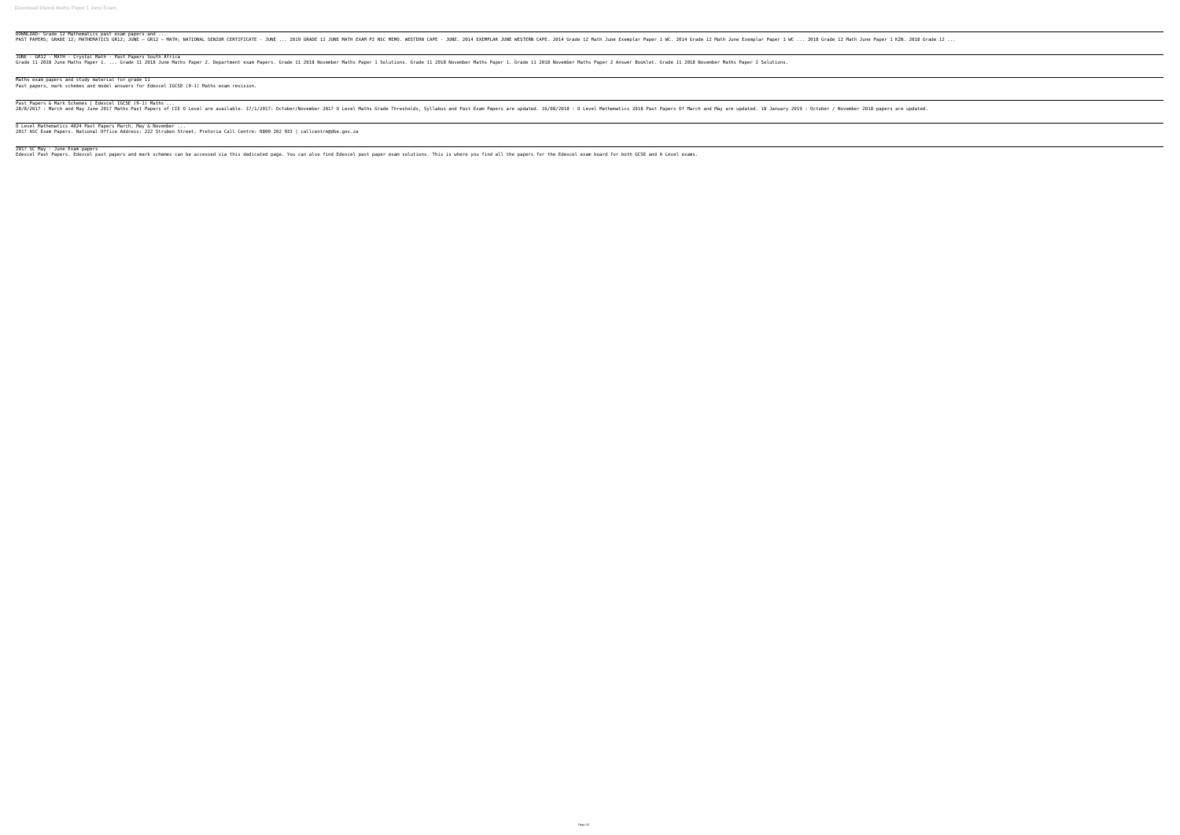DOWNLOAD: Grade 12 Mathematics past exam papers and ...
PAST PAPERS; GRADE 12; MATHEMATICS GR12; JUNE – GR12 – MATH; NATIONAL SENIOR CERTIFICATE - JUNE ... 2019 GRADE 12 JUNE MATH EXAM P2 NSC MEMO. WESTERN CAPE - JUNE. 2014 EXEMPLAR JUNE WESTERN CAPE. 2014 Grade 12 Math June Exemplar Paper 1 WC. 2014 Grade 12 Math June Exemplar Paper 1 WC ... 2018 Grade 12 Math June Paper 1 KZN. 2018 Grade 12 ...

JUNE - GR12 - MATH - Crystal Math - Past Papers South Africa
Grade 11 2018 June Maths Paper 1. ... Grade 11 2018 June Maths Paper 2. Department exam Papers. Grade 11 2018 November Maths Paper 1 Solutions. Grade 11 2018 November Maths Paper 1. Grade 11 2018 November Maths Paper 2 Answer Booklet. Grade 11 2018 November Maths Paper 2 Solutions.

Maths exam papers and study material for grade 11
Past papers, mark schemes and model answers for Edexcel IGCSE (9-1) Maths exam revision.

Past Papers & Mark Schemes | Edexcel IGCSE (9-1) Maths ...
28/8/2017 : March and May June 2017 Maths Past Papers of CIE O Level are available. 17/1/2017: October/November 2017 O Level Maths Grade Thresholds, Syllabus and Past Exam Papers are updated. 16/08/2018 : O Level Mathematics 2018 Past Papers Of March and May are updated. 18 January 2019 : October / November 2018 papers are updated.

O Level Mathematics 4024 Past Papers March, May & November ...
2017 ASC Exam Papers. National Office Address: 222 Struben Street, Pretoria Call Centre: 0800 202 933 | callcentre@dbe.gov.za

2017 SC May - June Exam papers
Edexcel Past Papers. Edexcel past papers and mark schemes can be accessed via this dedicated page. You can also find Edexcel past paper exam solutions. This is where you find all the papers for the Edexcel exam board for both GCSE and A Level exams.